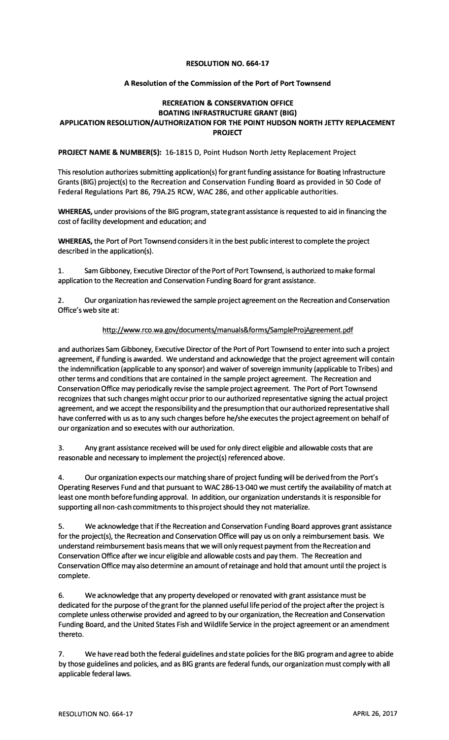# RESOLUTION NO. 664-17

## A Resolution of the Commission of the Port of Port Townsend

## RECREATION & CONSERVATION OFFICE BOATING INFRASTRUCTURE GRANT (BIG) APPLICATION RESOLUTION/AUTHORIZATION FOR THE POINT HUDSON NORTH JETTY REPLACEMENT PROJECT

**PROJECT NAME & NUMBER(S):** 16-1815 D, Point Hudson North Jetty Replacement Project

This resolution authorizes submitting application(s) for grant funding assistance for Boating Infrastructure Grants (BIG) project(s) to the Recreation and Conservation Funding Board as provided in 50 Code of Federal Regulations Part 86, 79A.25 RCW, WAC 286, and other applicable authorities.

**WHEREAS,** under provisions of the BIG program, state grant assistance is requested to aid in financing the cost of facility development and education; and

**WHEREAS,** the Port of Port Townsend considers it in the best public interest to complete the project described in the application(s).

1. Sam Gibboney, Executive Director of the Port of Port Townsend, is authorized to make formal application to the Recreation and Conservation Funding Board for grant assistance.

2. Our organization has reviewed the sample project agreement on the Recreation and Conservation Office's web site at:

http://www.rco.wa.gov/documents/manuals&forms/SampleProjAgreement.pdf

and authorizes Sam Gibboney, Executive Director of the Port of Port Townsend to enter into such a project agreement, if funding is awarded. We understand and acknowledge that the project agreement will contain the indemnification (applicable to any sponsor) and waiver of sovereign immunity (applicable to Tribes) and other terms and conditions that are contained in the sample project agreement. The Recreation and Conservation Office may periodically revise the sample project agreement. The Port of Port Townsend recognizes that such changes might occur prior to our authorized representative signing the actual project agreement, and we accept the responsibility and the presumption that our authorized representative shall have conferred with us as to any such changes before he/she executes the project agreement on behalf of our organization and so executes with our authorization.

3. Any grant assistance received will be used for only direct eligible and allowable costs that are reasonable and necessary to implement the project(s) referenced above.

4. Our organization expects our matching share of project funding will be derived from the Port's Operating Reserves Fund and that pursuant to WAC 286-13-040 we must certify the availability of match at least one month before funding approval. In addition, our organization understands it is responsible for supporting all non-cash commitments to this project should they not materialize.

5. We acknowledge that if the Recreation and Conservation Funding Board approves grant assistance for the project(s), the Recreation and Conservation Office will pay us on only a reimbursement basis. We understand reimbursement basis means that we will only request payment from the Recreation and Conservation Office after we incur eligible and allowable costs and pay them. The Recreation and Conservation Office may also determine an amount of retainage and hold that amount until the project is complete.

6. We acknowledge that any property developed or renovated with grant assistance must be dedicated for the purpose of the grant for the planned useful life period of the project after the project is complete unless otherwise provided and agreed to by our organization, the Recreation and Conservation Funding Board, and the United States Fish and Wildlife Service in the project agreement or an amendment thereto.

7. We have read both the federal guidelines and state policies for the BIG program and agree to abide by those guidelines and policies, and as BIG grants are federal funds, our organization must comply with all applicable federal laws.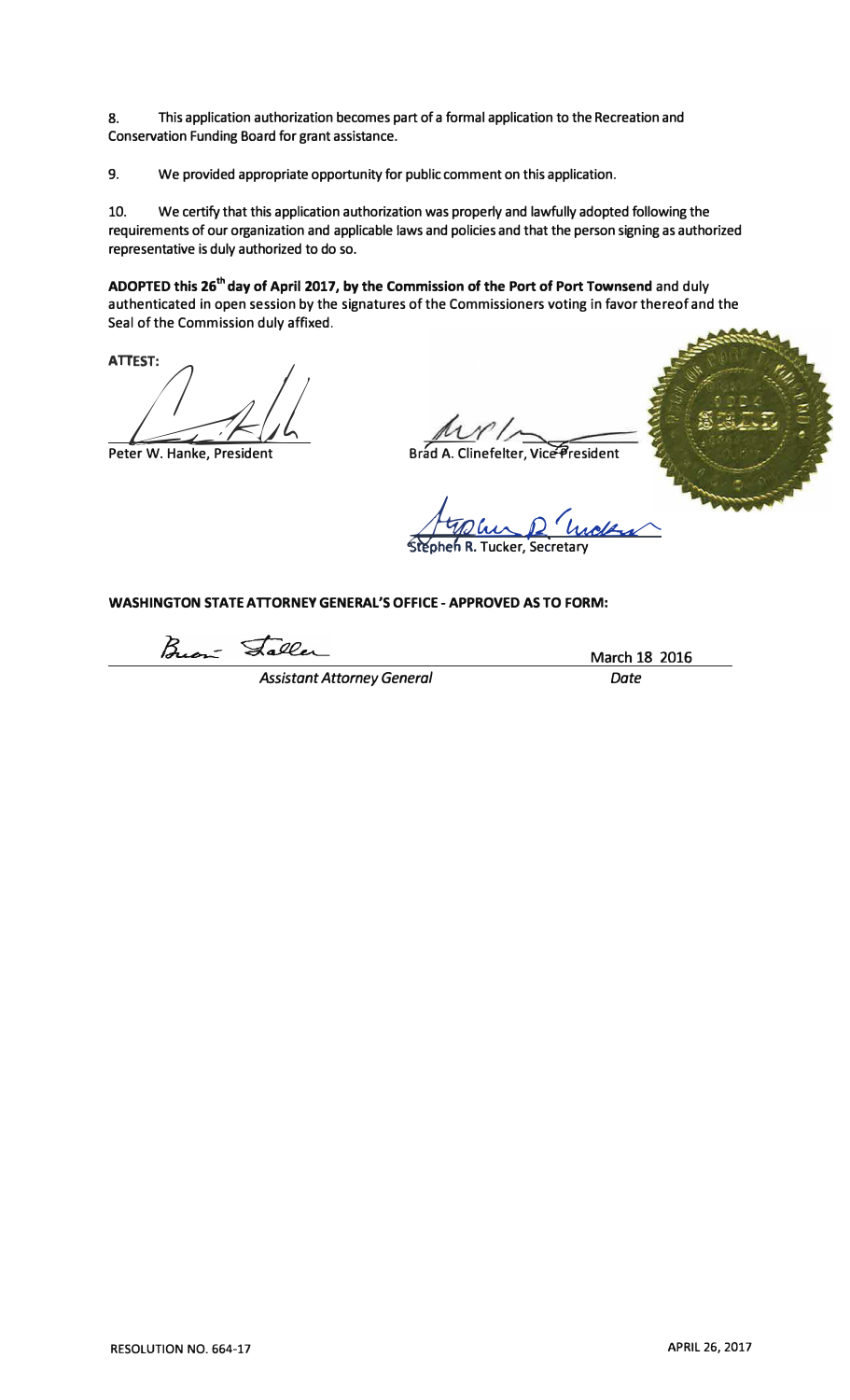8. This application authorization becomes part of a formal application to the Recreation and Conservation Funding Board for grant assistance.

9. We provided appropriate opportunity for public comment on this application.

10. We certify that this application authorization was properly and lawfully adopted following the requirements of our organization and applicable laws and policies and that the person signing as authorized representative is duly authorized to do so.

**ADOPTED this 26th day of April 2017, by the Commission of the Port of Port Townsend** and duly authenticated in open session by the signatures of the Commissioners voting in favor thereof and the Seal of the Commission duly affixed.

**ATTEST:**

Peter W. Hanke, President

Brad A. Clinefelter, Vice President

Stephen R. Tucker, Secretary

**WASHINGTON STATE ATTORNEY GENERAL'S OFFICE - APPROVED AS TO FORM:**

*Assistant Attorney General*

March 18 2016

*Date*

RESOLUTION NO. 664-17

APRIL 26, 2017